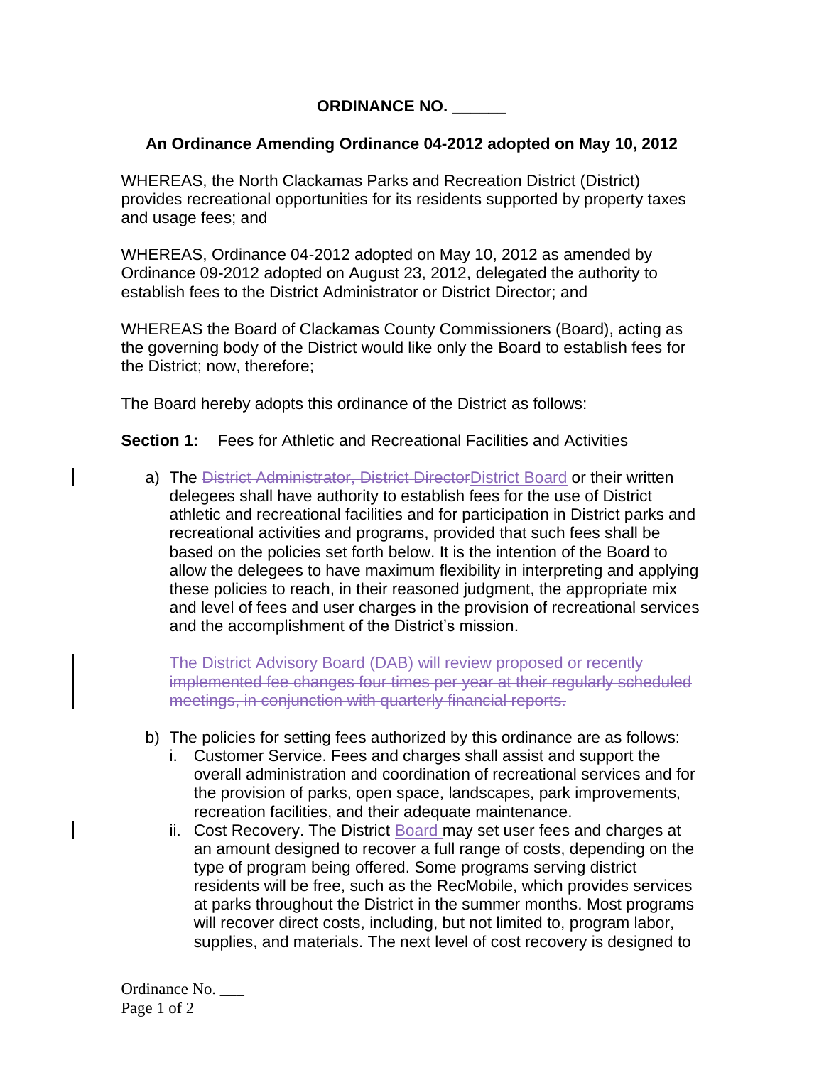**ORDINANCE NO. \_\_\_\_\_\_**

**An Ordinance Amending Ordinance 04-2012 adopted on May 10, 2012**

WHEREAS, the North Clackamas Parks and Recreation District (District) provides recreational opportunities for its residents supported by property taxes and usage fees; and

WHEREAS, Ordinance 04-2012 adopted on May 10, 2012 as amended by Ordinance 09-2012 adopted on August 23, 2012, delegated the authority to establish fees to the District Administrator or District Director; and

WHEREAS the Board of Clackamas County Commissioners (Board), acting as the governing body of the District would like only the Board to establish fees for the District; now, therefore;

The Board hereby adopts this ordinance of the District as follows:

**Section 1:** Fees for Athletic and Recreational Facilities and Activities

a) The ~~District Administrator, District Director~~<u>District Board</u> or their written delegees shall have authority to establish fees for the use of District athletic and recreational facilities and for participation in District parks and recreational activities and programs, provided that such fees shall be based on the policies set forth below. It is the intention of the Board to allow the delegees to have maximum flexibility in interpreting and applying these policies to reach, in their reasoned judgment, the appropriate mix and level of fees and user charges in the provision of recreational services and the accomplishment of the District's mission.

   ~~The District Advisory Board (DAB) will review proposed or recently implemented fee changes four times per year at their regularly scheduled meetings, in conjunction with quarterly financial reports.~~

b) The policies for setting fees authorized by this ordinance are as follows:
   i. Customer Service. Fees and charges shall assist and support the overall administration and coordination of recreational services and for the provision of parks, open space, landscapes, park improvements, recreation facilities, and their adequate maintenance.
   ii. Cost Recovery. The District <u>Board</u> may set user fees and charges at an amount designed to recover a full range of costs, depending on the type of program being offered. Some programs serving district residents will be free, such as the RecMobile, which provides services at parks throughout the District in the summer months. Most programs will recover direct costs, including, but not limited to, program labor, supplies, and materials. The next level of cost recovery is designed to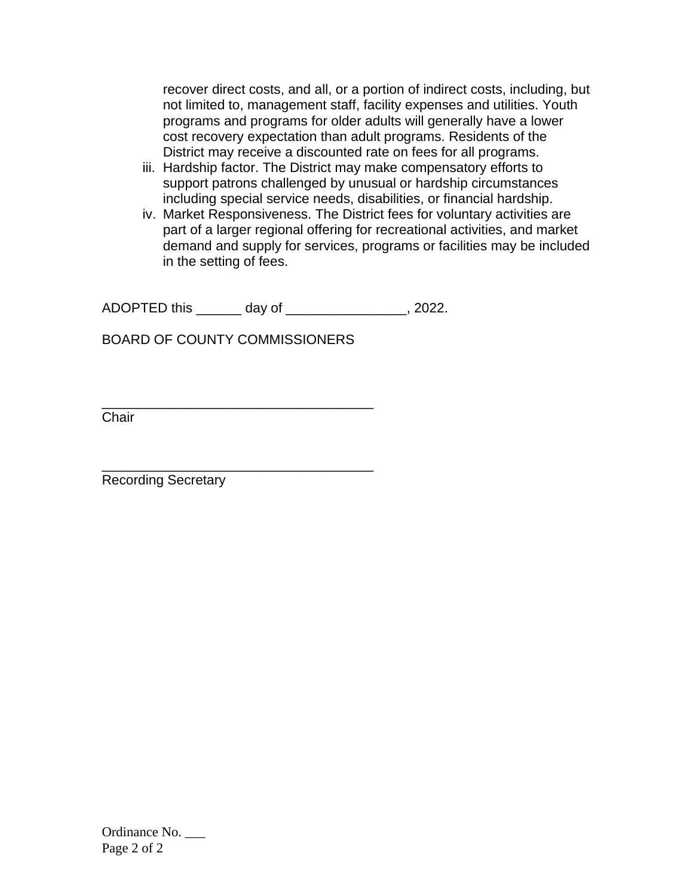recover direct costs, and all, or a portion of indirect costs, including, but not limited to, management staff, facility expenses and utilities. Youth programs and programs for older adults will generally have a lower cost recovery expectation than adult programs. Residents of the District may receive a discounted rate on fees for all programs.

iii. Hardship factor. The District may make compensatory efforts to support patrons challenged by unusual or hardship circumstances including special service needs, disabilities, or financial hardship.

iv. Market Responsiveness. The District fees for voluntary activities are part of a larger regional offering for recreational activities, and market demand and supply for services, programs or facilities may be included in the setting of fees.

ADOPTED this ______ day of ________________, 2022.

BOARD OF COUNTY COMMISSIONERS

_____________________________________
Chair

_____________________________________
Recording Secretary

Ordinance No. ___